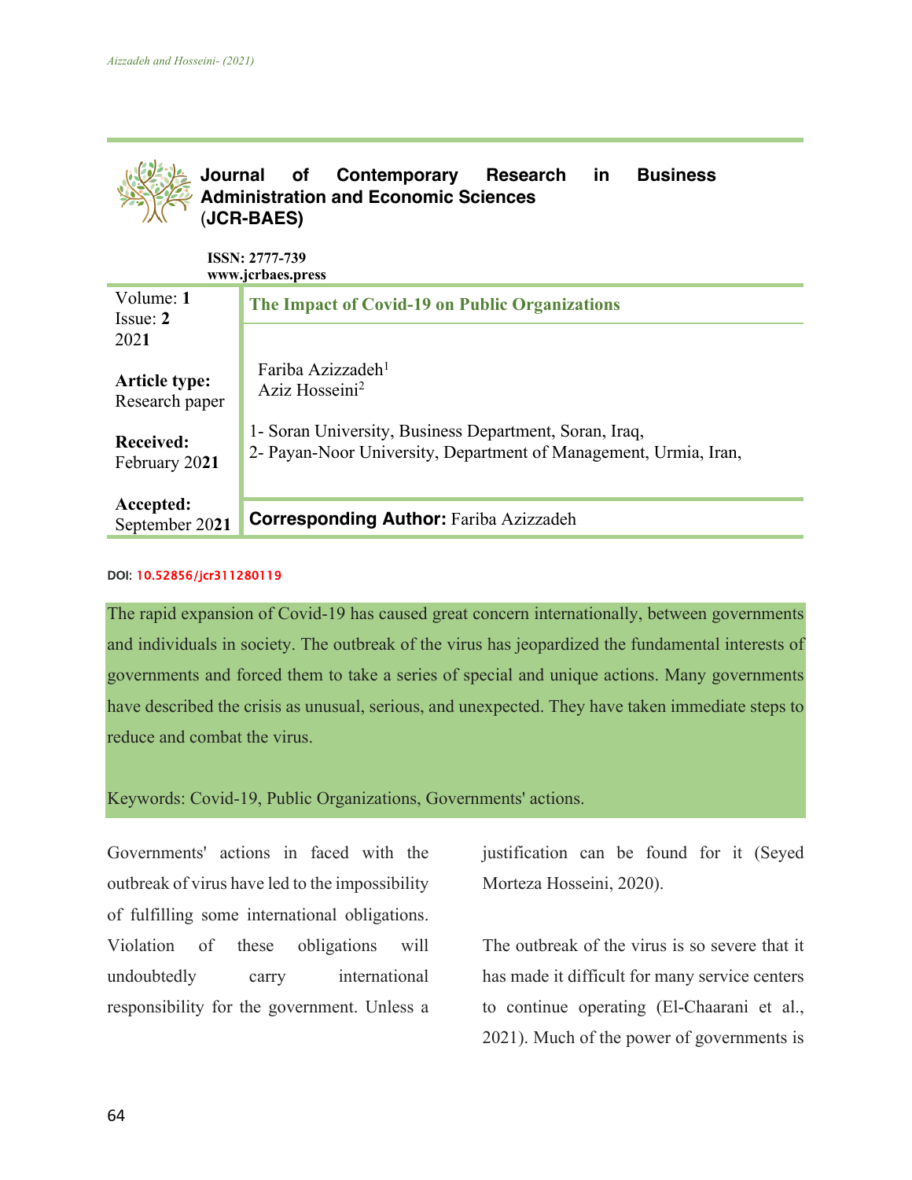**Journal of Contemporary Research in Business Administration and Economic Sciences (JCR-BAES)**

**ISSN: 2777-739**
**www.jcrbaes.press**

Volume: **1**
Issue: **2**
202**1**

**Article type:** Research paper

**Received:** February 20**21**

**Accepted:** September 20**21**

# The Impact of Covid-19 on Public Organizations

Fariba Azizzadeh[1]
Aziz Hosseini[2]

1- Soran University, Business Department, Soran, Iraq,
2- Payan-Noor University, Department of Management, Urmia, Iran,

**Corresponding Author:** Fariba Azizzadeh

DOI: 10.52856/jcr311280119

The rapid expansion of Covid-19 has caused great concern internationally, between governments and individuals in society. The outbreak of the virus has jeopardized the fundamental interests of governments and forced them to take a series of special and unique actions. Many governments have described the crisis as unusual, serious, and unexpected. They have taken immediate steps to reduce and combat the virus.

Keywords: Covid-19, Public Organizations, Governments' actions.

Governments' actions in faced with the outbreak of virus have led to the impossibility of fulfilling some international obligations. Violation of these obligations will undoubtedly carry international responsibility for the government. Unless a justification can be found for it (Seyed Morteza Hosseini, 2020).

The outbreak of the virus is so severe that it has made it difficult for many service centers to continue operating (El-Chaarani et al., 2021). Much of the power of governments is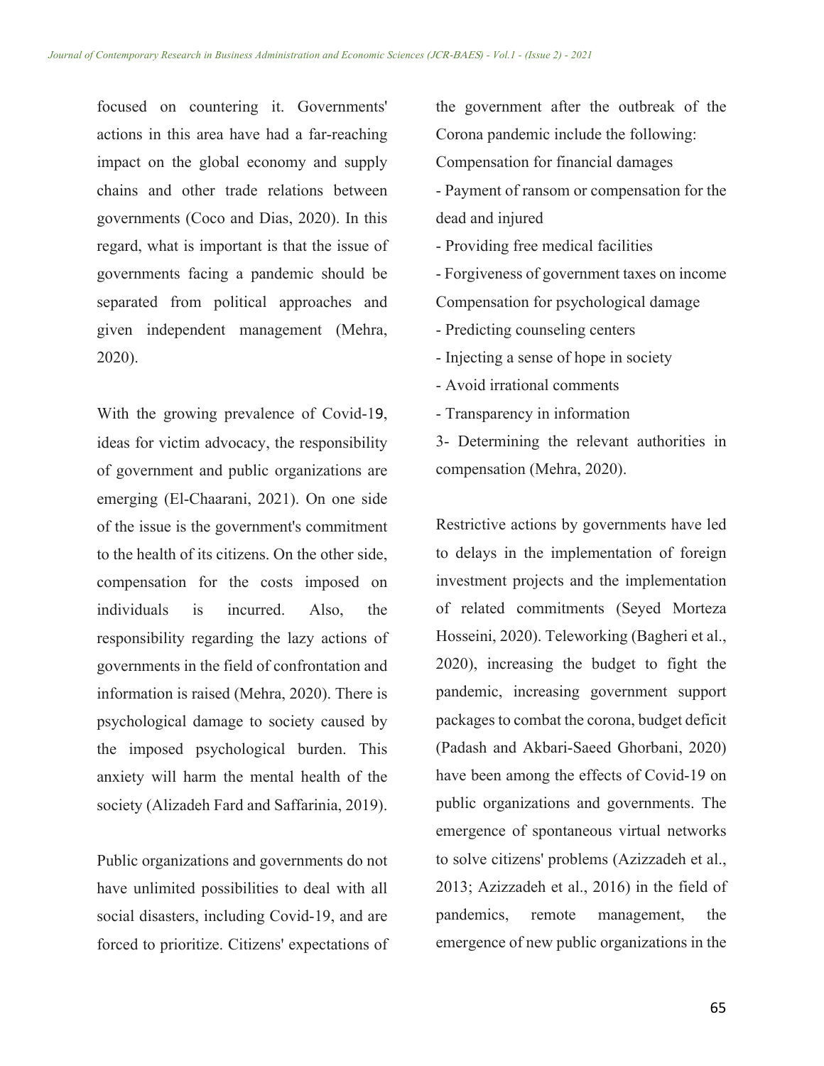focused on countering it. Governments' actions in this area have had a far-reaching impact on the global economy and supply chains and other trade relations between governments (Coco and Dias, 2020). In this regard, what is important is that the issue of governments facing a pandemic should be separated from political approaches and given independent management (Mehra, 2020).

With the growing prevalence of Covid-19, ideas for victim advocacy, the responsibility of government and public organizations are emerging (El-Chaarani, 2021). On one side of the issue is the government's commitment to the health of its citizens. On the other side, compensation for the costs imposed on individuals is incurred. Also, the responsibility regarding the lazy actions of governments in the field of confrontation and information is raised (Mehra, 2020). There is psychological damage to society caused by the imposed psychological burden. This anxiety will harm the mental health of the society (Alizadeh Fard and Saffarinia, 2019).

Public organizations and governments do not have unlimited possibilities to deal with all social disasters, including Covid-19, and are forced to prioritize. Citizens' expectations of the government after the outbreak of the Corona pandemic include the following:

Compensation for financial damages

- Payment of ransom or compensation for the dead and injured
- Providing free medical facilities
- Forgiveness of government taxes on income

Compensation for psychological damage

- Predicting counseling centers
- Injecting a sense of hope in society
- Avoid irrational comments
- Transparency in information

3- Determining the relevant authorities in compensation (Mehra, 2020).

Restrictive actions by governments have led to delays in the implementation of foreign investment projects and the implementation of related commitments (Seyed Morteza Hosseini, 2020). Teleworking (Bagheri et al., 2020), increasing the budget to fight the pandemic, increasing government support packages to combat the corona, budget deficit (Padash and Akbari-Saeed Ghorbani, 2020) have been among the effects of Covid-19 on public organizations and governments. The emergence of spontaneous virtual networks to solve citizens' problems (Azizzadeh et al., 2013; Azizzadeh et al., 2016) in the field of pandemics, remote management, the emergence of new public organizations in the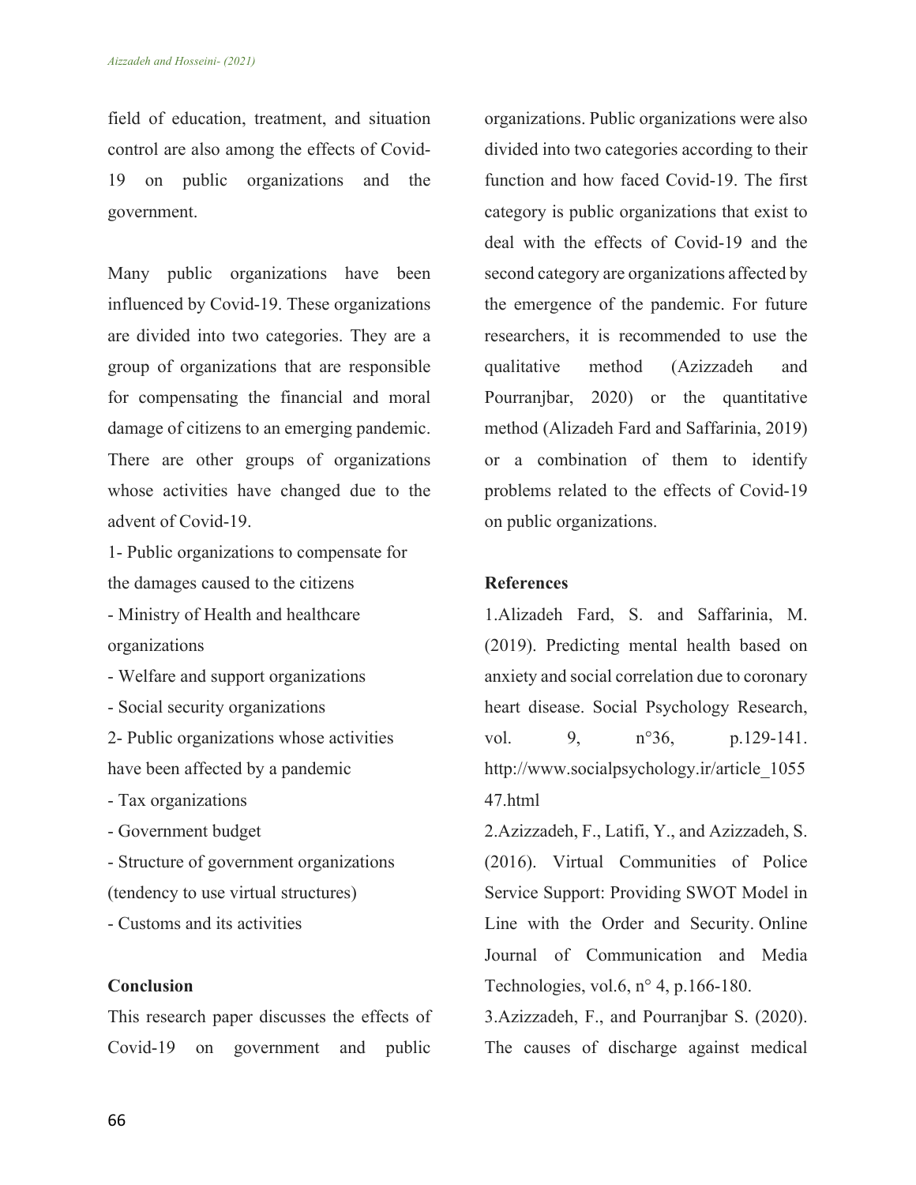field of education, treatment, and situation control are also among the effects of Covid-19 on public organizations and the government.

Many public organizations have been influenced by Covid-19. These organizations are divided into two categories. They are a group of organizations that are responsible for compensating the financial and moral damage of citizens to an emerging pandemic. There are other groups of organizations whose activities have changed due to the advent of Covid-19.

1- Public organizations to compensate for the damages caused to the citizens

- Ministry of Health and healthcare organizations
- Welfare and support organizations
- Social security organizations

2- Public organizations whose activities have been affected by a pandemic

- Tax organizations
- Government budget
- Structure of government organizations (tendency to use virtual structures)
- Customs and its activities

## Conclusion

This research paper discusses the effects of Covid-19 on government and public organizations. Public organizations were also divided into two categories according to their function and how faced Covid-19. The first category is public organizations that exist to deal with the effects of Covid-19 and the second category are organizations affected by the emergence of the pandemic. For future researchers, it is recommended to use the qualitative method (Azizzadeh and Pourranjbar, 2020) or the quantitative method (Alizadeh Fard and Saffarinia, 2019) or a combination of them to identify problems related to the effects of Covid-19 on public organizations.

## References

1.Alizadeh Fard, S. and Saffarinia, M. (2019). Predicting mental health based on anxiety and social correlation due to coronary heart disease. Social Psychology Research, vol. 9, n°36, p.129-141. http://www.socialpsychology.ir/article_105547.html

2.Azizzadeh, F., Latifi, Y., and Azizzadeh, S. (2016). Virtual Communities of Police Service Support: Providing SWOT Model in Line with the Order and Security. Online Journal of Communication and Media Technologies, vol.6, n° 4, p.166-180.

3.Azizzadeh, F., and Pourranjbar S. (2020). The causes of discharge against medical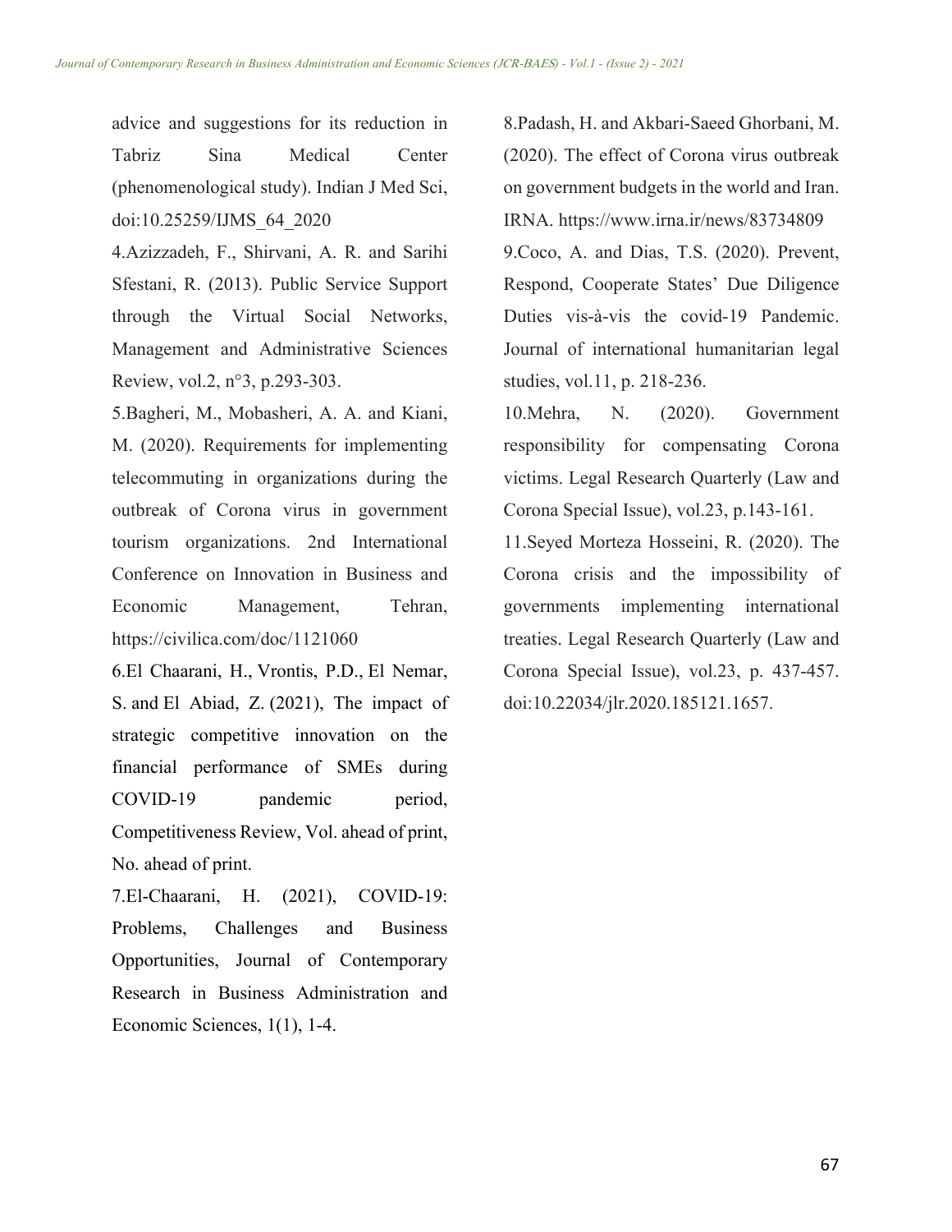advice and suggestions for its reduction in Tabriz Sina Medical Center (phenomenological study). Indian J Med Sci, doi:10.25259/IJMS_64_2020

4.Azizzadeh, F., Shirvani, A. R. and Sarihi Sfestani, R. (2013). Public Service Support through the Virtual Social Networks, Management and Administrative Sciences Review, vol.2, n°3, p.293-303.

5.Bagheri, M., Mobasheri, A. A. and Kiani, M. (2020). Requirements for implementing telecommuting in organizations during the outbreak of Corona virus in government tourism organizations. 2nd International Conference on Innovation in Business and Economic Management, Tehran, https://civilica.com/doc/1121060

6.El Chaarani, H., Vrontis, P.D., El Nemar, S. and El Abiad, Z. (2021), The impact of strategic competitive innovation on the financial performance of SMEs during COVID-19 pandemic period, Competitiveness Review, Vol. ahead of print, No. ahead of print.

7.El-Chaarani, H. (2021), COVID-19: Problems, Challenges and Business Opportunities, Journal of Contemporary Research in Business Administration and Economic Sciences, 1(1), 1-4.

8.Padash, H. and Akbari-Saeed Ghorbani, M. (2020). The effect of Corona virus outbreak on government budgets in the world and Iran. IRNA. https://www.irna.ir/news/83734809

9.Coco, A. and Dias, T.S. (2020). Prevent, Respond, Cooperate States' Due Diligence Duties vis-à-vis the covid-19 Pandemic. Journal of international humanitarian legal studies, vol.11, p. 218-236.

10.Mehra, N. (2020). Government responsibility for compensating Corona victims. Legal Research Quarterly (Law and Corona Special Issue), vol.23, p.143-161.

11.Seyed Morteza Hosseini, R. (2020). The Corona crisis and the impossibility of governments implementing international treaties. Legal Research Quarterly (Law and Corona Special Issue), vol.23, p. 437-457. doi:10.22034/jlr.2020.185121.1657.